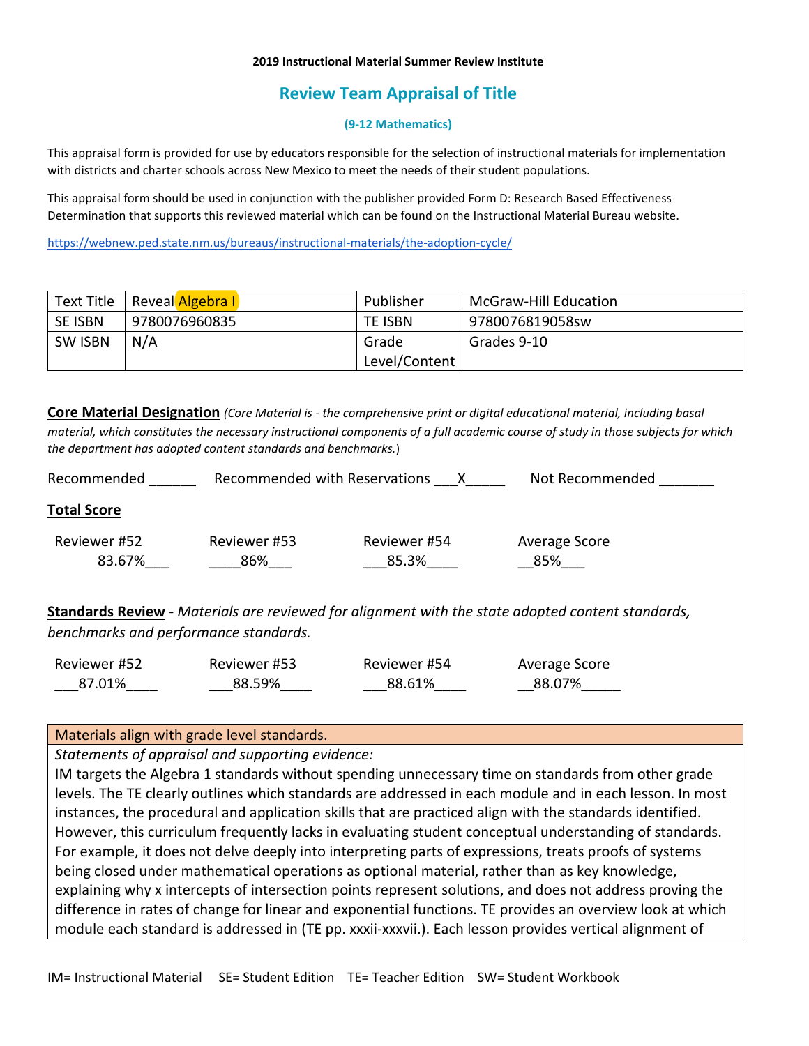**2019 Instructional Material Summer Review Institute**

## Review Team Appraisal of Title

**(9-12 Mathematics)**

This appraisal form is provided for use by educators responsible for the selection of instructional materials for implementation with districts and charter schools across New Mexico to meet the needs of their student populations.

This appraisal form should be used in conjunction with the publisher provided Form D: Research Based Effectiveness Determination that supports this reviewed material which can be found on the Instructional Material Bureau website.

https://webnew.ped.state.nm.us/bureaus/instructional-materials/the-adoption-cycle/

| Text Title | Reveal Algebra I | Publisher | McGraw-Hill Education |
|---|---|---|---|
| SE ISBN | 9780076960835 | TE ISBN | 9780076819058sw |
| SW ISBN | N/A | Grade Level/Content | Grades 9-10 |

**Core Material Designation** *(Core Material is - the comprehensive print or digital educational material, including basal material, which constitutes the necessary instructional components of a full academic course of study in those subjects for which the department has adopted content standards and benchmarks.*)

Recommended ______ Recommended with Reservations ___X_____ Not Recommended _______

**Total Score**

| Reviewer #52 | Reviewer #53 | Reviewer #54 | Average Score |
|---|---|---|---|
| 83.67% | 86% | 85.3% | 85% |

**Standards Review** - *Materials are reviewed for alignment with the state adopted content standards, benchmarks and performance standards.*

| Reviewer #52 | Reviewer #53 | Reviewer #54 | Average Score |
|---|---|---|---|
| 87.01% | 88.59% | 88.61% | 88.07% |

| Materials align with grade level standards. |
|---|
| *Statements of appraisal and supporting evidence:* IM targets the Algebra 1 standards without spending unnecessary time on standards from other grade levels. The TE clearly outlines which standards are addressed in each module and in each lesson. In most instances, the procedural and application skills that are practiced align with the standards identified. However, this curriculum frequently lacks in evaluating student conceptual understanding of standards. For example, it does not delve deeply into interpreting parts of expressions, treats proofs of systems being closed under mathematical operations as optional material, rather than as key knowledge, explaining why x intercepts of intersection points represent solutions, and does not address proving the difference in rates of change for linear and exponential functions. TE provides an overview look at which module each standard is addressed in (TE pp. xxxii-xxxvii.). Each lesson provides vertical alignment of |

IM= Instructional Material SE= Student Edition TE= Teacher Edition SW= Student Workbook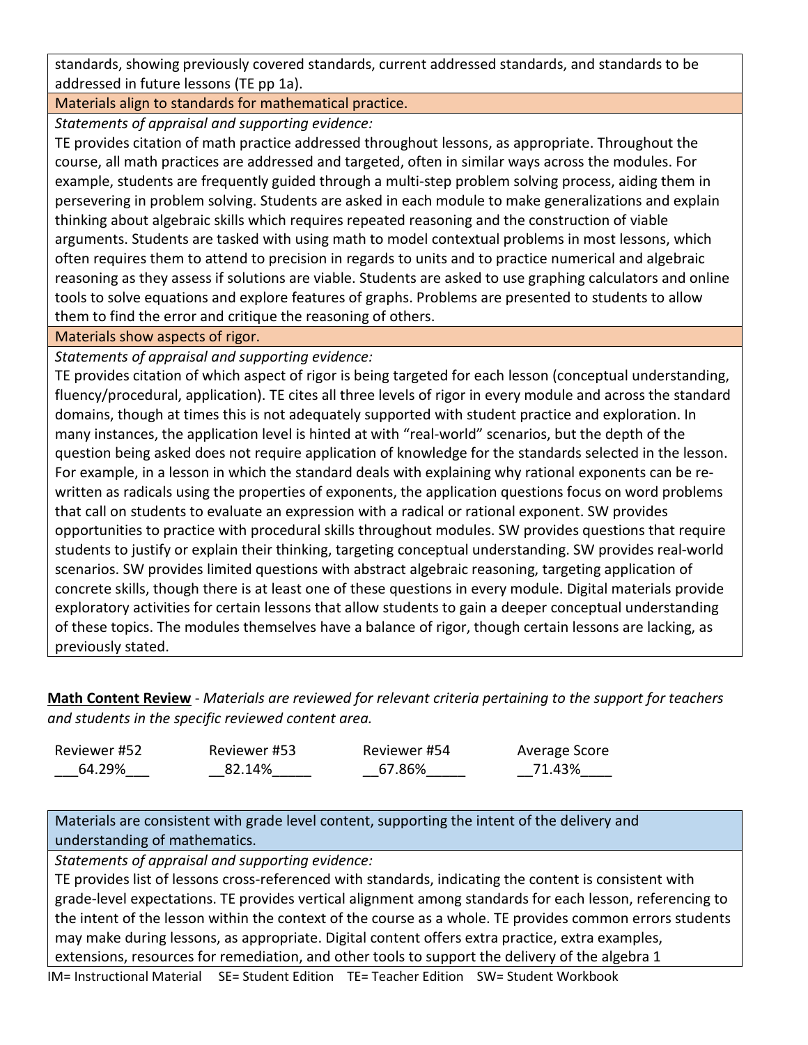standards, showing previously covered standards, current addressed standards, and standards to be addressed in future lessons (TE pp 1a).

**Materials align to standards for mathematical practice.**

*Statements of appraisal and supporting evidence:*

TE provides citation of math practice addressed throughout lessons, as appropriate. Throughout the course, all math practices are addressed and targeted, often in similar ways across the modules. For example, students are frequently guided through a multi-step problem solving process, aiding them in persevering in problem solving. Students are asked in each module to make generalizations and explain thinking about algebraic skills which requires repeated reasoning and the construction of viable arguments. Students are tasked with using math to model contextual problems in most lessons, which often requires them to attend to precision in regards to units and to practice numerical and algebraic reasoning as they assess if solutions are viable. Students are asked to use graphing calculators and online tools to solve equations and explore features of graphs. Problems are presented to students to allow them to find the error and critique the reasoning of others.

**Materials show aspects of rigor.**

*Statements of appraisal and supporting evidence:*

TE provides citation of which aspect of rigor is being targeted for each lesson (conceptual understanding, fluency/procedural, application). TE cites all three levels of rigor in every module and across the standard domains, though at times this is not adequately supported with student practice and exploration. In many instances, the application level is hinted at with "real-world" scenarios, but the depth of the question being asked does not require application of knowledge for the standards selected in the lesson. For example, in a lesson in which the standard deals with explaining why rational exponents can be re-written as radicals using the properties of exponents, the application questions focus on word problems that call on students to evaluate an expression with a radical or rational exponent. SW provides opportunities to practice with procedural skills throughout modules. SW provides questions that require students to justify or explain their thinking, targeting conceptual understanding. SW provides real-world scenarios. SW provides limited questions with abstract algebraic reasoning, targeting application of concrete skills, though there is at least one of these questions in every module. Digital materials provide exploratory activities for certain lessons that allow students to gain a deeper conceptual understanding of these topics. The modules themselves have a balance of rigor, though certain lessons are lacking, as previously stated.

**Math Content Review** - *Materials are reviewed for relevant criteria pertaining to the support for teachers and students in the specific reviewed content area.*

| Reviewer #52 | Reviewer #53 | Reviewer #54 | Average Score |
|---|---|---|---|
| 64.29% | 82.14% | 67.86% | 71.43% |

**Materials are consistent with grade level content, supporting the intent of the delivery and understanding of mathematics.**

*Statements of appraisal and supporting evidence:*

TE provides list of lessons cross-referenced with standards, indicating the content is consistent with grade-level expectations. TE provides vertical alignment among standards for each lesson, referencing to the intent of the lesson within the context of the course as a whole. TE provides common errors students may make during lessons, as appropriate. Digital content offers extra practice, extra examples, extensions, resources for remediation, and other tools to support the delivery of the algebra 1

IM= Instructional Material SE= Student Edition TE= Teacher Edition SW= Student Workbook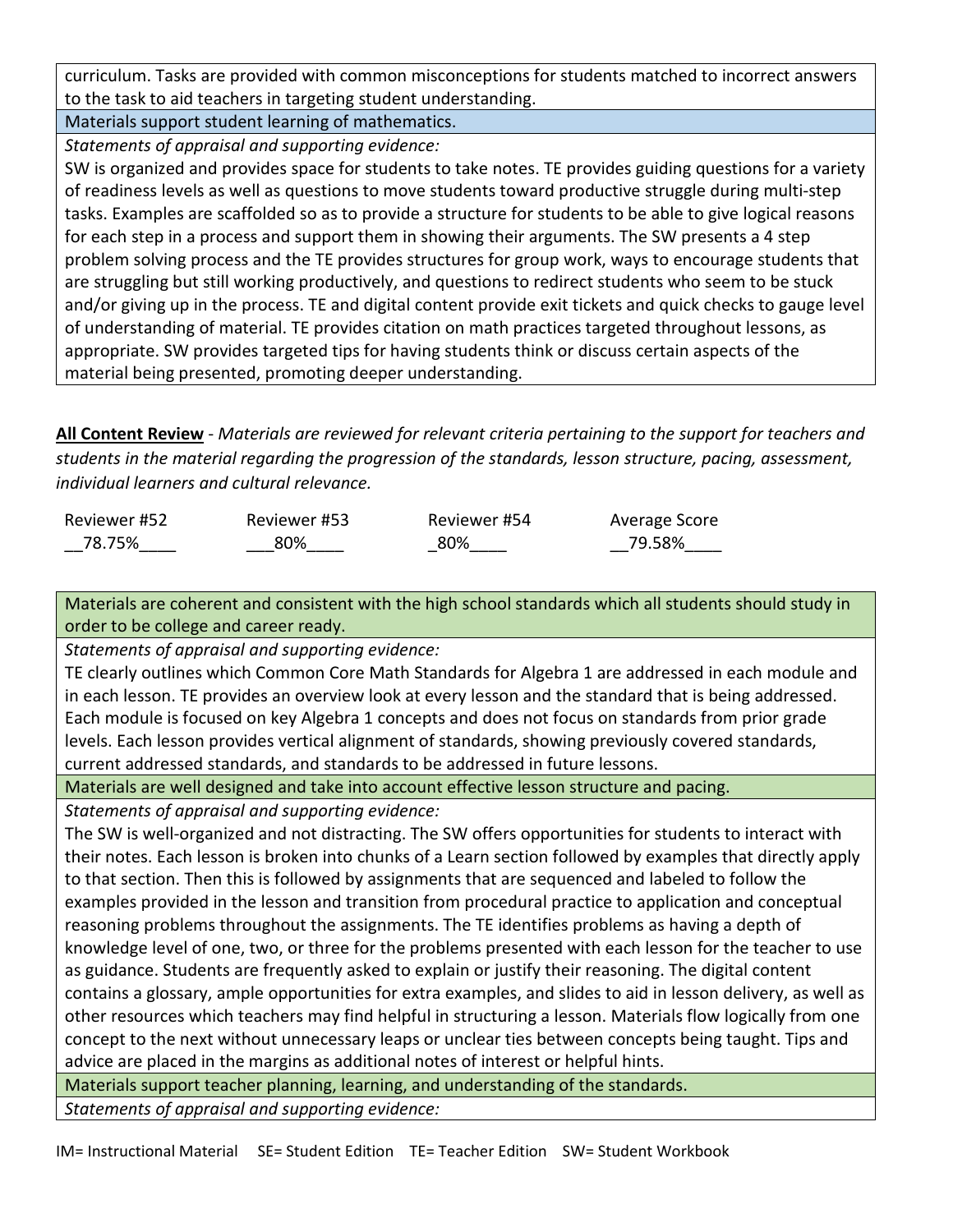curriculum. Tasks are provided with common misconceptions for students matched to incorrect answers to the task to aid teachers in targeting student understanding.

Materials support student learning of mathematics.

*Statements of appraisal and supporting evidence:*

SW is organized and provides space for students to take notes. TE provides guiding questions for a variety of readiness levels as well as questions to move students toward productive struggle during multi-step tasks. Examples are scaffolded so as to provide a structure for students to be able to give logical reasons for each step in a process and support them in showing their arguments. The SW presents a 4 step problem solving process and the TE provides structures for group work, ways to encourage students that are struggling but still working productively, and questions to redirect students who seem to be stuck and/or giving up in the process. TE and digital content provide exit tickets and quick checks to gauge level of understanding of material. TE provides citation on math practices targeted throughout lessons, as appropriate. SW provides targeted tips for having students think or discuss certain aspects of the material being presented, promoting deeper understanding.

**All Content Review** - *Materials are reviewed for relevant criteria pertaining to the support for teachers and students in the material regarding the progression of the standards, lesson structure, pacing, assessment, individual learners and cultural relevance.*

| Reviewer #52 | Reviewer #53 | Reviewer #54 | Average Score |
|---|---|---|---|
| 78.75% | 80% | 80% | 79.58% |

Materials are coherent and consistent with the high school standards which all students should study in order to be college and career ready.

*Statements of appraisal and supporting evidence:*

TE clearly outlines which Common Core Math Standards for Algebra 1 are addressed in each module and in each lesson. TE provides an overview look at every lesson and the standard that is being addressed. Each module is focused on key Algebra 1 concepts and does not focus on standards from prior grade levels. Each lesson provides vertical alignment of standards, showing previously covered standards, current addressed standards, and standards to be addressed in future lessons.

Materials are well designed and take into account effective lesson structure and pacing.

*Statements of appraisal and supporting evidence:*

The SW is well-organized and not distracting. The SW offers opportunities for students to interact with their notes. Each lesson is broken into chunks of a Learn section followed by examples that directly apply to that section. Then this is followed by assignments that are sequenced and labeled to follow the examples provided in the lesson and transition from procedural practice to application and conceptual reasoning problems throughout the assignments. The TE identifies problems as having a depth of knowledge level of one, two, or three for the problems presented with each lesson for the teacher to use as guidance. Students are frequently asked to explain or justify their reasoning. The digital content contains a glossary, ample opportunities for extra examples, and slides to aid in lesson delivery, as well as other resources which teachers may find helpful in structuring a lesson. Materials flow logically from one concept to the next without unnecessary leaps or unclear ties between concepts being taught. Tips and advice are placed in the margins as additional notes of interest or helpful hints.

Materials support teacher planning, learning, and understanding of the standards.

*Statements of appraisal and supporting evidence:*

IM= Instructional Material SE= Student Edition TE= Teacher Edition SW= Student Workbook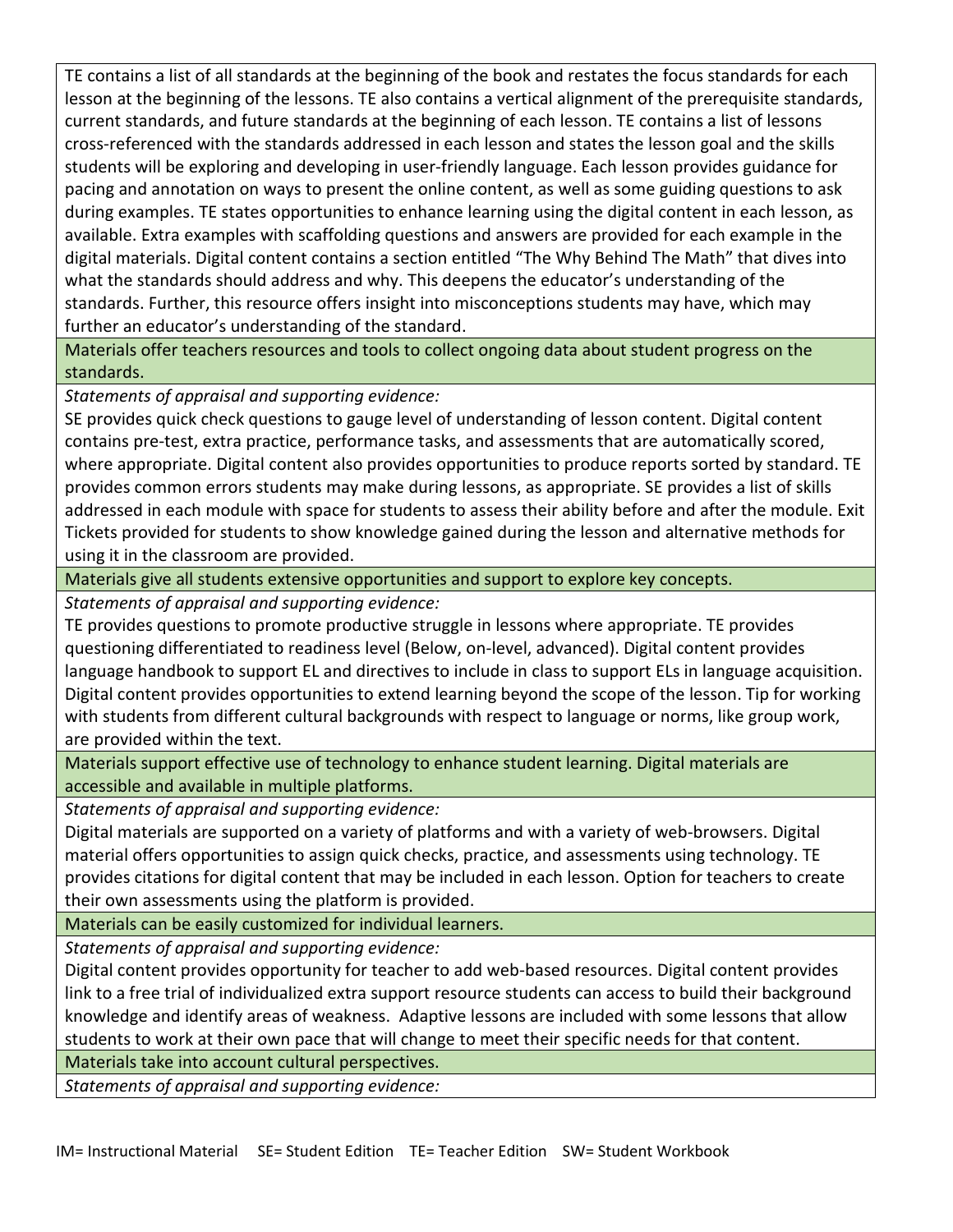TE contains a list of all standards at the beginning of the book and restates the focus standards for each lesson at the beginning of the lessons. TE also contains a vertical alignment of the prerequisite standards, current standards, and future standards at the beginning of each lesson. TE contains a list of lessons cross-referenced with the standards addressed in each lesson and states the lesson goal and the skills students will be exploring and developing in user-friendly language. Each lesson provides guidance for pacing and annotation on ways to present the online content, as well as some guiding questions to ask during examples. TE states opportunities to enhance learning using the digital content in each lesson, as available. Extra examples with scaffolding questions and answers are provided for each example in the digital materials. Digital content contains a section entitled "The Why Behind The Math" that dives into what the standards should address and why. This deepens the educator's understanding of the standards. Further, this resource offers insight into misconceptions students may have, which may further an educator's understanding of the standard.

**Materials offer teachers resources and tools to collect ongoing data about student progress on the standards.**

*Statements of appraisal and supporting evidence:*

SE provides quick check questions to gauge level of understanding of lesson content. Digital content contains pre-test, extra practice, performance tasks, and assessments that are automatically scored, where appropriate. Digital content also provides opportunities to produce reports sorted by standard. TE provides common errors students may make during lessons, as appropriate. SE provides a list of skills addressed in each module with space for students to assess their ability before and after the module. Exit Tickets provided for students to show knowledge gained during the lesson and alternative methods for using it in the classroom are provided.

**Materials give all students extensive opportunities and support to explore key concepts.**

*Statements of appraisal and supporting evidence:*

TE provides questions to promote productive struggle in lessons where appropriate. TE provides questioning differentiated to readiness level (Below, on-level, advanced). Digital content provides language handbook to support EL and directives to include in class to support ELs in language acquisition. Digital content provides opportunities to extend learning beyond the scope of the lesson. Tip for working with students from different cultural backgrounds with respect to language or norms, like group work, are provided within the text.

**Materials support effective use of technology to enhance student learning. Digital materials are accessible and available in multiple platforms.**

*Statements of appraisal and supporting evidence:*

Digital materials are supported on a variety of platforms and with a variety of web-browsers. Digital material offers opportunities to assign quick checks, practice, and assessments using technology. TE provides citations for digital content that may be included in each lesson. Option for teachers to create their own assessments using the platform is provided.

**Materials can be easily customized for individual learners.**

*Statements of appraisal and supporting evidence:*

Digital content provides opportunity for teacher to add web-based resources. Digital content provides link to a free trial of individualized extra support resource students can access to build their background knowledge and identify areas of weakness. Adaptive lessons are included with some lessons that allow students to work at their own pace that will change to meet their specific needs for that content.

**Materials take into account cultural perspectives.**

*Statements of appraisal and supporting evidence:*

IM= Instructional Material SE= Student Edition TE= Teacher Edition SW= Student Workbook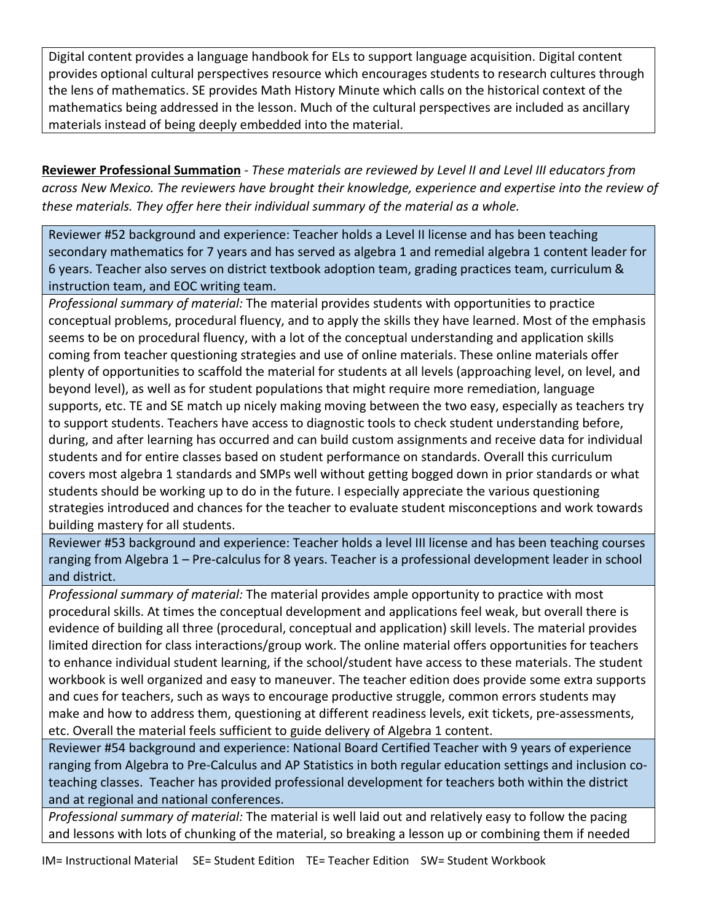Digital content provides a language handbook for ELs to support language acquisition. Digital content provides optional cultural perspectives resource which encourages students to research cultures through the lens of mathematics. SE provides Math History Minute which calls on the historical context of the mathematics being addressed in the lesson. Much of the cultural perspectives are included as ancillary materials instead of being deeply embedded into the material.

**Reviewer Professional Summation** - *These materials are reviewed by Level II and Level III educators from across New Mexico. The reviewers have brought their knowledge, experience and expertise into the review of these materials. They offer here their individual summary of the material as a whole.*

Reviewer #52 background and experience: Teacher holds a Level II license and has been teaching secondary mathematics for 7 years and has served as algebra 1 and remedial algebra 1 content leader for 6 years. Teacher also serves on district textbook adoption team, grading practices team, curriculum & instruction team, and EOC writing team.

*Professional summary of material:* The material provides students with opportunities to practice conceptual problems, procedural fluency, and to apply the skills they have learned. Most of the emphasis seems to be on procedural fluency, with a lot of the conceptual understanding and application skills coming from teacher questioning strategies and use of online materials. These online materials offer plenty of opportunities to scaffold the material for students at all levels (approaching level, on level, and beyond level), as well as for student populations that might require more remediation, language supports, etc. TE and SE match up nicely making moving between the two easy, especially as teachers try to support students. Teachers have access to diagnostic tools to check student understanding before, during, and after learning has occurred and can build custom assignments and receive data for individual students and for entire classes based on student performance on standards. Overall this curriculum covers most algebra 1 standards and SMPs well without getting bogged down in prior standards or what students should be working up to do in the future. I especially appreciate the various questioning strategies introduced and chances for the teacher to evaluate student misconceptions and work towards building mastery for all students.

Reviewer #53 background and experience: Teacher holds a level III license and has been teaching courses ranging from Algebra 1 – Pre-calculus for 8 years. Teacher is a professional development leader in school and district.

*Professional summary of material:* The material provides ample opportunity to practice with most procedural skills. At times the conceptual development and applications feel weak, but overall there is evidence of building all three (procedural, conceptual and application) skill levels. The material provides limited direction for class interactions/group work. The online material offers opportunities for teachers to enhance individual student learning, if the school/student have access to these materials. The student workbook is well organized and easy to maneuver. The teacher edition does provide some extra supports and cues for teachers, such as ways to encourage productive struggle, common errors students may make and how to address them, questioning at different readiness levels, exit tickets, pre-assessments, etc. Overall the material feels sufficient to guide delivery of Algebra 1 content.

Reviewer #54 background and experience: National Board Certified Teacher with 9 years of experience ranging from Algebra to Pre-Calculus and AP Statistics in both regular education settings and inclusion co-teaching classes. Teacher has provided professional development for teachers both within the district and at regional and national conferences.

*Professional summary of material:* The material is well laid out and relatively easy to follow the pacing and lessons with lots of chunking of the material, so breaking a lesson up or combining them if needed

IM= Instructional Material SE= Student Edition TE= Teacher Edition SW= Student Workbook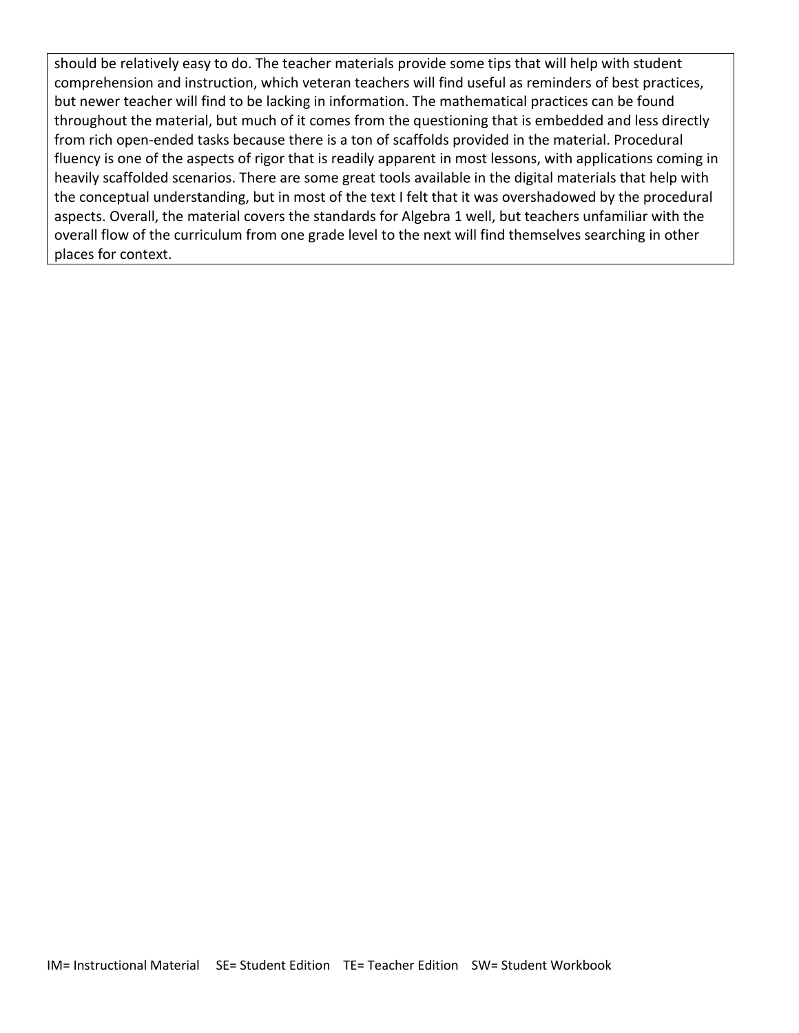should be relatively easy to do. The teacher materials provide some tips that will help with student comprehension and instruction, which veteran teachers will find useful as reminders of best practices, but newer teacher will find to be lacking in information. The mathematical practices can be found throughout the material, but much of it comes from the questioning that is embedded and less directly from rich open-ended tasks because there is a ton of scaffolds provided in the material. Procedural fluency is one of the aspects of rigor that is readily apparent in most lessons, with applications coming in heavily scaffolded scenarios. There are some great tools available in the digital materials that help with the conceptual understanding, but in most of the text I felt that it was overshadowed by the procedural aspects. Overall, the material covers the standards for Algebra 1 well, but teachers unfamiliar with the overall flow of the curriculum from one grade level to the next will find themselves searching in other places for context.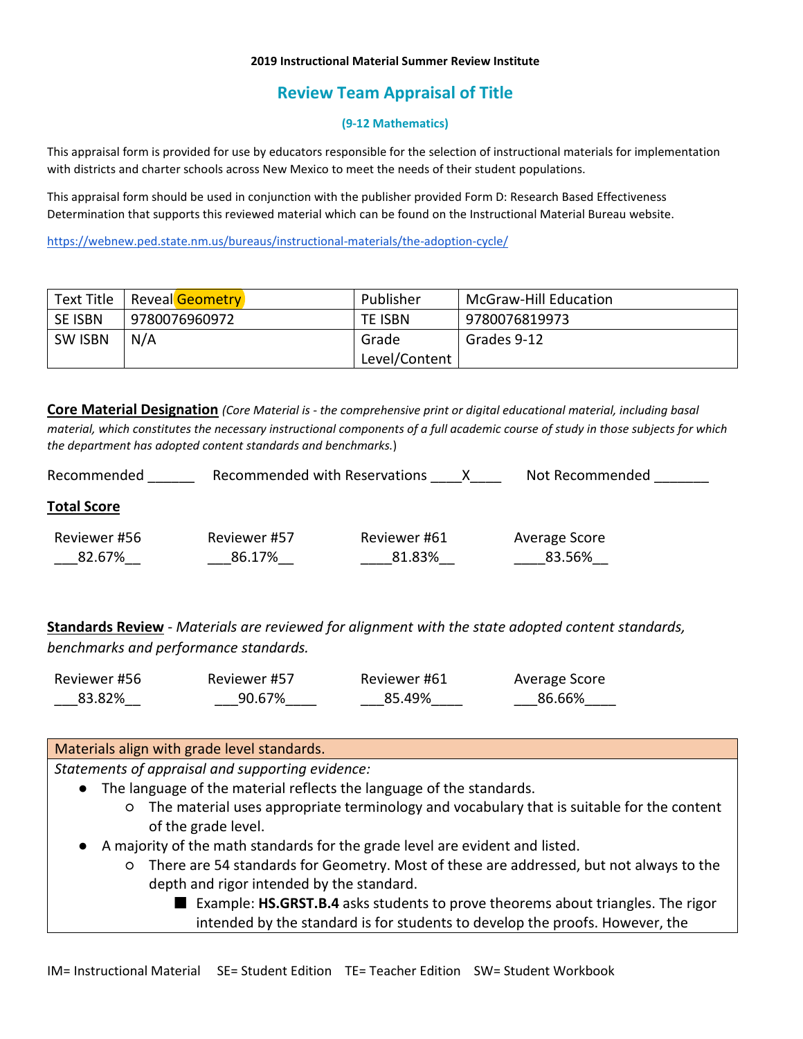**2019 Instructional Material Summer Review Institute**

## Review Team Appraisal of Title

**(9-12 Mathematics)**

This appraisal form is provided for use by educators responsible for the selection of instructional materials for implementation with districts and charter schools across New Mexico to meet the needs of their student populations.

This appraisal form should be used in conjunction with the publisher provided Form D: Research Based Effectiveness Determination that supports this reviewed material which can be found on the Instructional Material Bureau website.

https://webnew.ped.state.nm.us/bureaus/instructional-materials/the-adoption-cycle/

| Text Title | Reveal Geometry | Publisher | McGraw-Hill Education |
|---|---|---|---|
| SE ISBN | 9780076960972 | TE ISBN | 9780076819973 |
| SW ISBN | N/A | Grade Level/Content | Grades 9-12 |

**Core Material Designation** *(Core Material is - the comprehensive print or digital educational material, including basal material, which constitutes the necessary instructional components of a full academic course of study in those subjects for which the department has adopted content standards and benchmarks.*)

Recommended ______ Recommended with Reservations ____X____ Not Recommended _______

**Total Score**

| Reviewer #56 | Reviewer #57 | Reviewer #61 | Average Score |
|---|---|---|---|
| 82.67% | 86.17% | 81.83% | 83.56% |

**Standards Review** - *Materials are reviewed for alignment with the state adopted content standards, benchmarks and performance standards.*

| Reviewer #56 | Reviewer #57 | Reviewer #61 | Average Score |
|---|---|---|---|
| 83.82% | 90.67% | 85.49% | 86.66% |

Materials align with grade level standards.

*Statements of appraisal and supporting evidence:*

- The language of the material reflects the language of the standards.
  - The material uses appropriate terminology and vocabulary that is suitable for the content of the grade level.
- A majority of the math standards for the grade level are evident and listed.
  - There are 54 standards for Geometry. Most of these are addressed, but not always to the depth and rigor intended by the standard.
    - Example: **HS.GRST.B.4** asks students to prove theorems about triangles. The rigor intended by the standard is for students to develop the proofs. However, the

IM= Instructional Material SE= Student Edition TE= Teacher Edition SW= Student Workbook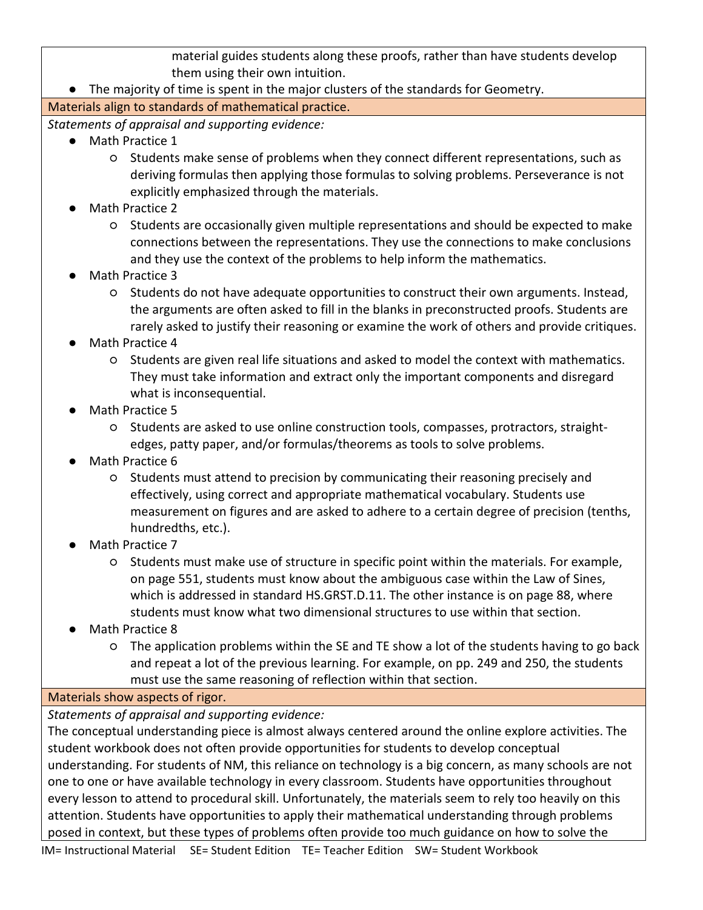material guides students along these proofs, rather than have students develop them using their own intuition.

- The majority of time is spent in the major clusters of the standards for Geometry.

**Materials align to standards of mathematical practice.**

*Statements of appraisal and supporting evidence:*

- Math Practice 1
  - Students make sense of problems when they connect different representations, such as deriving formulas then applying those formulas to solving problems. Perseverance is not explicitly emphasized through the materials.
- Math Practice 2
  - Students are occasionally given multiple representations and should be expected to make connections between the representations. They use the connections to make conclusions and they use the context of the problems to help inform the mathematics.
- Math Practice 3
  - Students do not have adequate opportunities to construct their own arguments. Instead, the arguments are often asked to fill in the blanks in preconstructed proofs. Students are rarely asked to justify their reasoning or examine the work of others and provide critiques.
- Math Practice 4
  - Students are given real life situations and asked to model the context with mathematics. They must take information and extract only the important components and disregard what is inconsequential.
- Math Practice 5
  - Students are asked to use online construction tools, compasses, protractors, straight-edges, patty paper, and/or formulas/theorems as tools to solve problems.
- Math Practice 6
  - Students must attend to precision by communicating their reasoning precisely and effectively, using correct and appropriate mathematical vocabulary. Students use measurement on figures and are asked to adhere to a certain degree of precision (tenths, hundredths, etc.).
- Math Practice 7
  - Students must make use of structure in specific point within the materials. For example, on page 551, students must know about the ambiguous case within the Law of Sines, which is addressed in standard HS.GRST.D.11. The other instance is on page 88, where students must know what two dimensional structures to use within that section.
- Math Practice 8
  - The application problems within the SE and TE show a lot of the students having to go back and repeat a lot of the previous learning. For example, on pp. 249 and 250, the students must use the same reasoning of reflection within that section.

**Materials show aspects of rigor.**

*Statements of appraisal and supporting evidence:*

The conceptual understanding piece is almost always centered around the online explore activities. The student workbook does not often provide opportunities for students to develop conceptual understanding. For students of NM, this reliance on technology is a big concern, as many schools are not one to one or have available technology in every classroom. Students have opportunities throughout every lesson to attend to procedural skill. Unfortunately, the materials seem to rely too heavily on this attention. Students have opportunities to apply their mathematical understanding through problems posed in context, but these types of problems often provide too much guidance on how to solve the

IM= Instructional Material SE= Student Edition TE= Teacher Edition SW= Student Workbook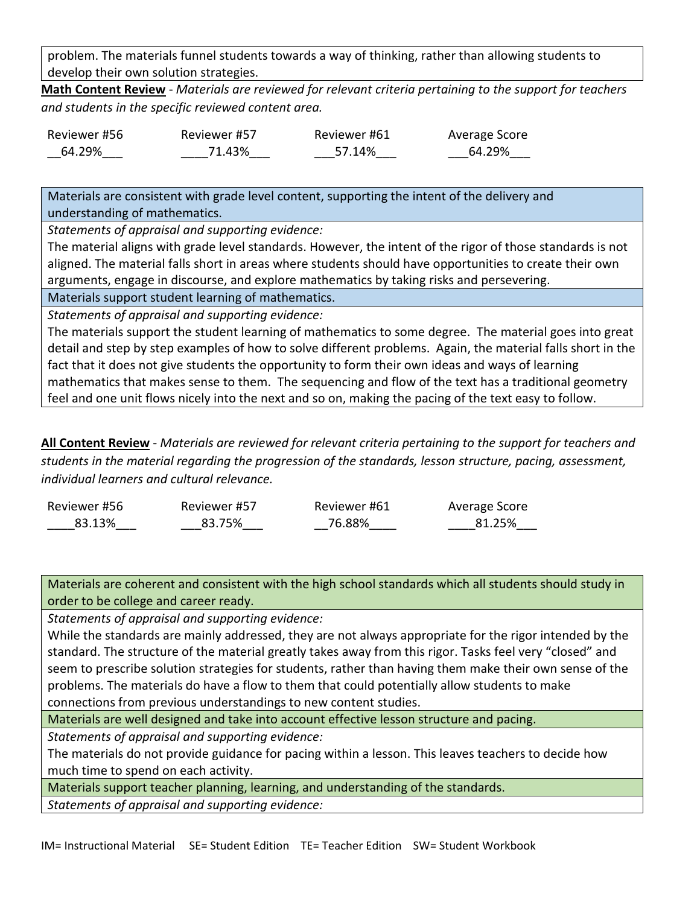problem. The materials funnel students towards a way of thinking, rather than allowing students to develop their own solution strategies.

**Math Content Review** - *Materials are reviewed for relevant criteria pertaining to the support for teachers and students in the specific reviewed content area.*

| Reviewer #56 | Reviewer #57 | Reviewer #61 | Average Score |
|---|---|---|---|
| __64.29%___ | ____71.43%___ | ___57.14%___ | ___64.29%___ |

| Materials are consistent with grade level content, supporting the intent of the delivery and understanding of mathematics. |
|---|
| *Statements of appraisal and supporting evidence:* |
| The material aligns with grade level standards. However, the intent of the rigor of those standards is not aligned. The material falls short in areas where students should have opportunities to create their own arguments, engage in discourse, and explore mathematics by taking risks and persevering. |
| Materials support student learning of mathematics. |
| *Statements of appraisal and supporting evidence:* |
| The materials support the student learning of mathematics to some degree. The material goes into great detail and step by step examples of how to solve different problems. Again, the material falls short in the fact that it does not give students the opportunity to form their own ideas and ways of learning mathematics that makes sense to them. The sequencing and flow of the text has a traditional geometry feel and one unit flows nicely into the next and so on, making the pacing of the text easy to follow. |

**All Content Review** - *Materials are reviewed for relevant criteria pertaining to the support for teachers and students in the material regarding the progression of the standards, lesson structure, pacing, assessment, individual learners and cultural relevance.*

| Reviewer #56 | Reviewer #57 | Reviewer #61 | Average Score |
|---|---|---|---|
| ____83.13%___ | ___83.75%___ | __76.88%____ | ____81.25%___ |

| Materials are coherent and consistent with the high school standards which all students should study in order to be college and career ready. |
|---|
| *Statements of appraisal and supporting evidence:* |
| While the standards are mainly addressed, they are not always appropriate for the rigor intended by the standard. The structure of the material greatly takes away from this rigor. Tasks feel very "closed" and seem to prescribe solution strategies for students, rather than having them make their own sense of the problems. The materials do have a flow to them that could potentially allow students to make connections from previous understandings to new content studies. |
| Materials are well designed and take into account effective lesson structure and pacing. |
| *Statements of appraisal and supporting evidence:* |
| The materials do not provide guidance for pacing within a lesson. This leaves teachers to decide how much time to spend on each activity. |
| Materials support teacher planning, learning, and understanding of the standards. |
| *Statements of appraisal and supporting evidence:* |

IM= Instructional Material SE= Student Edition TE= Teacher Edition SW= Student Workbook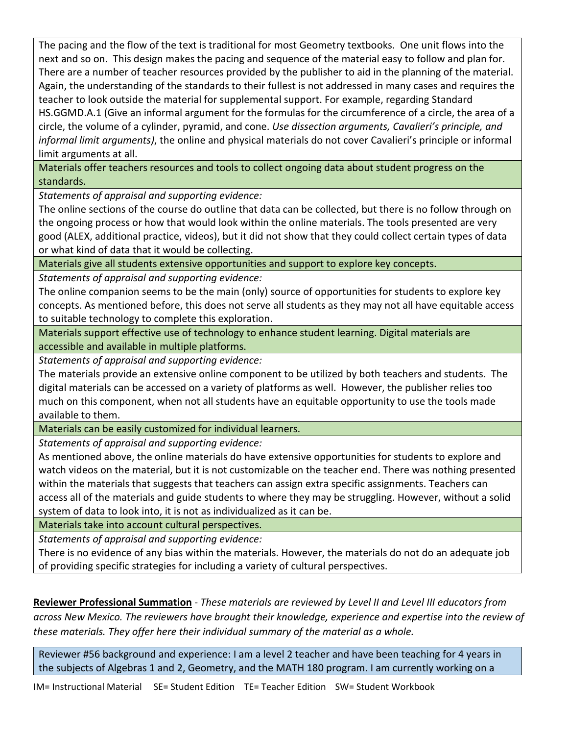The pacing and the flow of the text is traditional for most Geometry textbooks. One unit flows into the next and so on. This design makes the pacing and sequence of the material easy to follow and plan for. There are a number of teacher resources provided by the publisher to aid in the planning of the material. Again, the understanding of the standards to their fullest is not addressed in many cases and requires the teacher to look outside the material for supplemental support. For example, regarding Standard HS.GGMD.A.1 (Give an informal argument for the formulas for the circumference of a circle, the area of a circle, the volume of a cylinder, pyramid, and cone. *Use dissection arguments, Cavalieri's principle, and informal limit arguments)*, the online and physical materials do not cover Cavalieri's principle or informal limit arguments at all.

**Materials offer teachers resources and tools to collect ongoing data about student progress on the standards.**

*Statements of appraisal and supporting evidence:*

The online sections of the course do outline that data can be collected, but there is no follow through on the ongoing process or how that would look within the online materials. The tools presented are very good (ALEX, additional practice, videos), but it did not show that they could collect certain types of data or what kind of data that it would be collecting.

**Materials give all students extensive opportunities and support to explore key concepts.**

*Statements of appraisal and supporting evidence:*

The online companion seems to be the main (only) source of opportunities for students to explore key concepts. As mentioned before, this does not serve all students as they may not all have equitable access to suitable technology to complete this exploration.

**Materials support effective use of technology to enhance student learning. Digital materials are accessible and available in multiple platforms.**

*Statements of appraisal and supporting evidence:*

The materials provide an extensive online component to be utilized by both teachers and students. The digital materials can be accessed on a variety of platforms as well. However, the publisher relies too much on this component, when not all students have an equitable opportunity to use the tools made available to them.

**Materials can be easily customized for individual learners.**

*Statements of appraisal and supporting evidence:*

As mentioned above, the online materials do have extensive opportunities for students to explore and watch videos on the material, but it is not customizable on the teacher end. There was nothing presented within the materials that suggests that teachers can assign extra specific assignments. Teachers can access all of the materials and guide students to where they may be struggling. However, without a solid system of data to look into, it is not as individualized as it can be.

**Materials take into account cultural perspectives.**

*Statements of appraisal and supporting evidence:*

There is no evidence of any bias within the materials. However, the materials do not do an adequate job of providing specific strategies for including a variety of cultural perspectives.

**Reviewer Professional Summation** - *These materials are reviewed by Level II and Level III educators from across New Mexico. The reviewers have brought their knowledge, experience and expertise into the review of these materials. They offer here their individual summary of the material as a whole.*

Reviewer #56 background and experience: I am a level 2 teacher and have been teaching for 4 years in the subjects of Algebras 1 and 2, Geometry, and the MATH 180 program. I am currently working on a

IM= Instructional Material SE= Student Edition TE= Teacher Edition SW= Student Workbook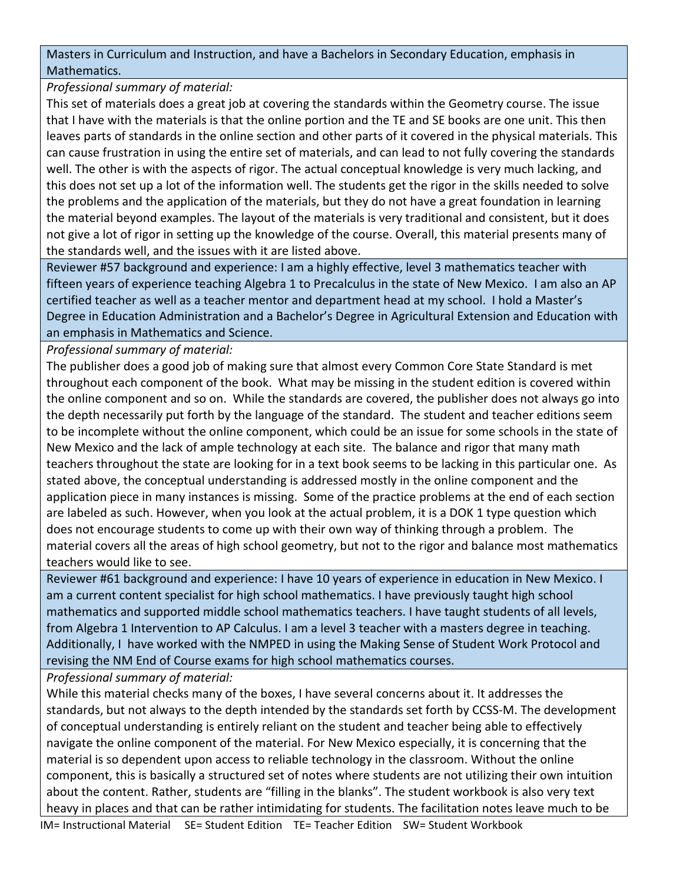Masters in Curriculum and Instruction, and have a Bachelors in Secondary Education, emphasis in Mathematics.

*Professional summary of material:*

This set of materials does a great job at covering the standards within the Geometry course. The issue that I have with the materials is that the online portion and the TE and SE books are one unit. This then leaves parts of standards in the online section and other parts of it covered in the physical materials. This can cause frustration in using the entire set of materials, and can lead to not fully covering the standards well. The other is with the aspects of rigor. The actual conceptual knowledge is very much lacking, and this does not set up a lot of the information well. The students get the rigor in the skills needed to solve the problems and the application of the materials, but they do not have a great foundation in learning the material beyond examples. The layout of the materials is very traditional and consistent, but it does not give a lot of rigor in setting up the knowledge of the course. Overall, this material presents many of the standards well, and the issues with it are listed above.

Reviewer #57 background and experience: I am a highly effective, level 3 mathematics teacher with fifteen years of experience teaching Algebra 1 to Precalculus in the state of New Mexico. I am also an AP certified teacher as well as a teacher mentor and department head at my school. I hold a Master's Degree in Education Administration and a Bachelor's Degree in Agricultural Extension and Education with an emphasis in Mathematics and Science.

*Professional summary of material:*

The publisher does a good job of making sure that almost every Common Core State Standard is met throughout each component of the book. What may be missing in the student edition is covered within the online component and so on. While the standards are covered, the publisher does not always go into the depth necessarily put forth by the language of the standard. The student and teacher editions seem to be incomplete without the online component, which could be an issue for some schools in the state of New Mexico and the lack of ample technology at each site. The balance and rigor that many math teachers throughout the state are looking for in a text book seems to be lacking in this particular one. As stated above, the conceptual understanding is addressed mostly in the online component and the application piece in many instances is missing. Some of the practice problems at the end of each section are labeled as such. However, when you look at the actual problem, it is a DOK 1 type question which does not encourage students to come up with their own way of thinking through a problem. The material covers all the areas of high school geometry, but not to the rigor and balance most mathematics teachers would like to see.

Reviewer #61 background and experience: I have 10 years of experience in education in New Mexico. I am a current content specialist for high school mathematics. I have previously taught high school mathematics and supported middle school mathematics teachers. I have taught students of all levels, from Algebra 1 Intervention to AP Calculus. I am a level 3 teacher with a masters degree in teaching. Additionally, I have worked with the NMPED in using the Making Sense of Student Work Protocol and revising the NM End of Course exams for high school mathematics courses.

*Professional summary of material:*

While this material checks many of the boxes, I have several concerns about it. It addresses the standards, but not always to the depth intended by the standards set forth by CCSS-M. The development of conceptual understanding is entirely reliant on the student and teacher being able to effectively navigate the online component of the material. For New Mexico especially, it is concerning that the material is so dependent upon access to reliable technology in the classroom. Without the online component, this is basically a structured set of notes where students are not utilizing their own intuition about the content. Rather, students are "filling in the blanks". The student workbook is also very text heavy in places and that can be rather intimidating for students. The facilitation notes leave much to be

IM= Instructional Material SE= Student Edition TE= Teacher Edition SW= Student Workbook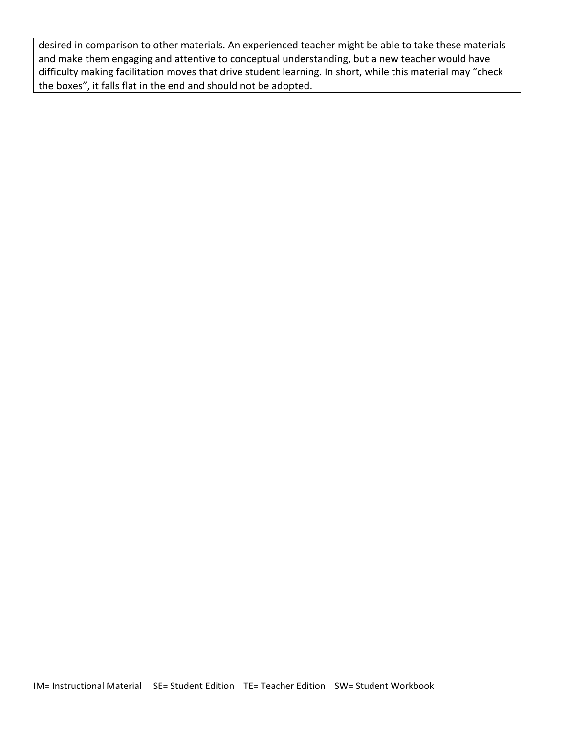desired in comparison to other materials. An experienced teacher might be able to take these materials and make them engaging and attentive to conceptual understanding, but a new teacher would have difficulty making facilitation moves that drive student learning. In short, while this material may “check the boxes”, it falls flat in the end and should not be adopted.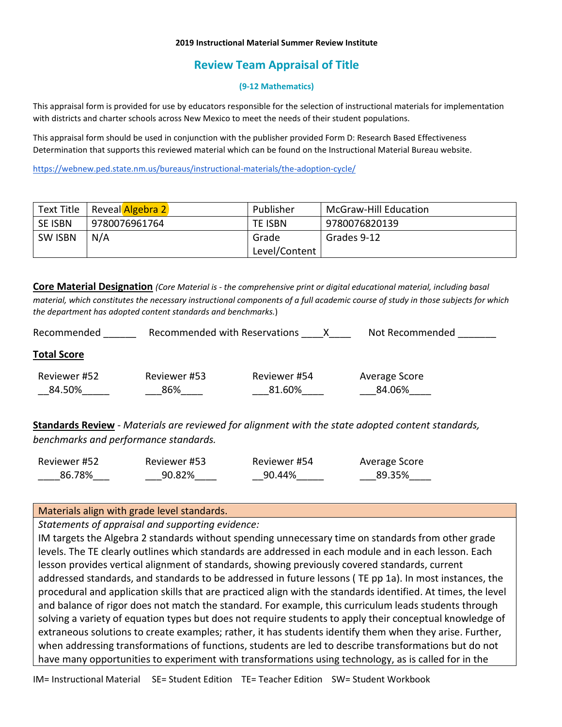**2019 Instructional Material Summer Review Institute**

## Review Team Appraisal of Title

**(9-12 Mathematics)**

This appraisal form is provided for use by educators responsible for the selection of instructional materials for implementation with districts and charter schools across New Mexico to meet the needs of their student populations.

This appraisal form should be used in conjunction with the publisher provided Form D: Research Based Effectiveness Determination that supports this reviewed material which can be found on the Instructional Material Bureau website.

https://webnew.ped.state.nm.us/bureaus/instructional-materials/the-adoption-cycle/

| Text Title | Reveal Algebra 2 | Publisher | McGraw-Hill Education |
|---|---|---|---|
| SE ISBN | 9780076961764 | TE ISBN | 9780076820139 |
| SW ISBN | N/A | Grade Level/Content | Grades 9-12 |

**Core Material Designation** *(Core Material is - the comprehensive print or digital educational material, including basal material, which constitutes the necessary instructional components of a full academic course of study in those subjects for which the department has adopted content standards and benchmarks.*)

Recommended ______ Recommended with Reservations ____X____ Not Recommended _______

**Total Score**

| Reviewer #52 | Reviewer #53 | Reviewer #54 | Average Score |
|---|---|---|---|
| 84.50% | 86% | 81.60% | 84.06% |

**Standards Review** - *Materials are reviewed for alignment with the state adopted content standards, benchmarks and performance standards.*

| Reviewer #52 | Reviewer #53 | Reviewer #54 | Average Score |
|---|---|---|---|
| 86.78% | 90.82% | 90.44% | 89.35% |

| Materials align with grade level standards. |
|---|
| *Statements of appraisal and supporting evidence:*<br>IM targets the Algebra 2 standards without spending unnecessary time on standards from other grade levels. The TE clearly outlines which standards are addressed in each module and in each lesson. Each lesson provides vertical alignment of standards, showing previously covered standards, current addressed standards, and standards to be addressed in future lessons ( TE pp 1a). In most instances, the procedural and application skills that are practiced align with the standards identified. At times, the level and balance of rigor does not match the standard. For example, this curriculum leads students through solving a variety of equation types but does not require students to apply their conceptual knowledge of extraneous solutions to create examples; rather, it has students identify them when they arise. Further, when addressing transformations of functions, students are led to describe transformations but do not have many opportunities to experiment with transformations using technology, as is called for in the |

IM= Instructional Material SE= Student Edition TE= Teacher Edition SW= Student Workbook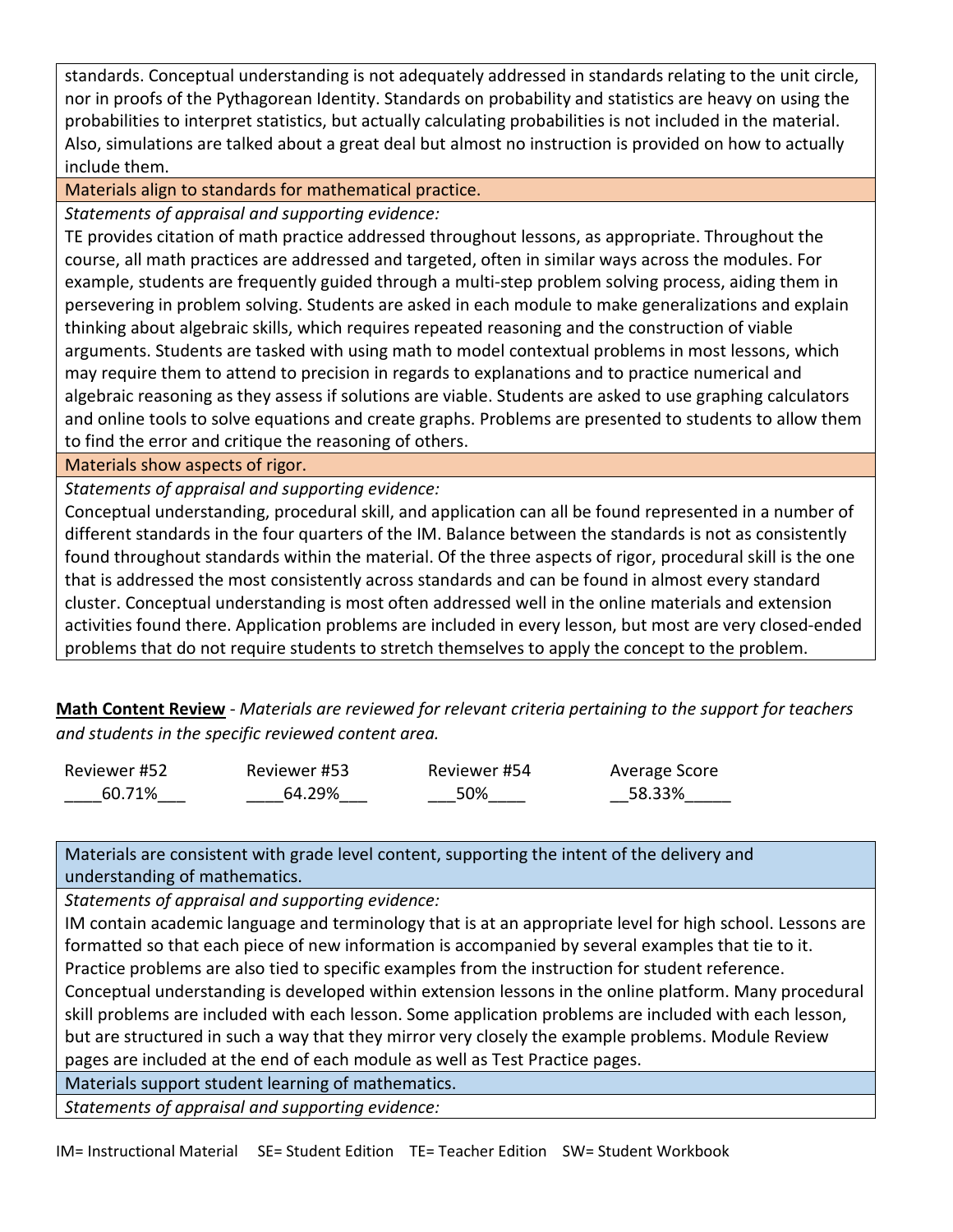standards. Conceptual understanding is not adequately addressed in standards relating to the unit circle, nor in proofs of the Pythagorean Identity. Standards on probability and statistics are heavy on using the probabilities to interpret statistics, but actually calculating probabilities is not included in the material. Also, simulations are talked about a great deal but almost no instruction is provided on how to actually include them.

| Materials align to standards for mathematical practice. |
|---|
| *Statements of appraisal and supporting evidence:* |
| TE provides citation of math practice addressed throughout lessons, as appropriate. Throughout the course, all math practices are addressed and targeted, often in similar ways across the modules. For example, students are frequently guided through a multi-step problem solving process, aiding them in persevering in problem solving. Students are asked in each module to make generalizations and explain thinking about algebraic skills, which requires repeated reasoning and the construction of viable arguments. Students are tasked with using math to model contextual problems in most lessons, which may require them to attend to precision in regards to explanations and to practice numerical and algebraic reasoning as they assess if solutions are viable. Students are asked to use graphing calculators and online tools to solve equations and create graphs. Problems are presented to students to allow them to find the error and critique the reasoning of others. |

| Materials show aspects of rigor. |
|---|
| *Statements of appraisal and supporting evidence:* |
| Conceptual understanding, procedural skill, and application can all be found represented in a number of different standards in the four quarters of the IM. Balance between the standards is not as consistently found throughout standards within the material. Of the three aspects of rigor, procedural skill is the one that is addressed the most consistently across standards and can be found in almost every standard cluster. Conceptual understanding is most often addressed well in the online materials and extension activities found there. Application problems are included in every lesson, but most are very closed-ended problems that do not require students to stretch themselves to apply the concept to the problem. |

**Math Content Review** - *Materials are reviewed for relevant criteria pertaining to the support for teachers and students in the specific reviewed content area.*

| Reviewer #52 | Reviewer #53 | Reviewer #54 | Average Score |
|---|---|---|---|
| ____60.71%___ | ____64.29%___ | ___50%____ | __58.33%_____ |

| Materials are consistent with grade level content, supporting the intent of the delivery and understanding of mathematics. |
|---|
| *Statements of appraisal and supporting evidence:* |
| IM contain academic language and terminology that is at an appropriate level for high school. Lessons are formatted so that each piece of new information is accompanied by several examples that tie to it. Practice problems are also tied to specific examples from the instruction for student reference. Conceptual understanding is developed within extension lessons in the online platform. Many procedural skill problems are included with each lesson. Some application problems are included with each lesson, but are structured in such a way that they mirror very closely the example problems. Module Review pages are included at the end of each module as well as Test Practice pages. |

| Materials support student learning of mathematics. |
|---|
| *Statements of appraisal and supporting evidence:* |

IM= Instructional Material SE= Student Edition TE= Teacher Edition SW= Student Workbook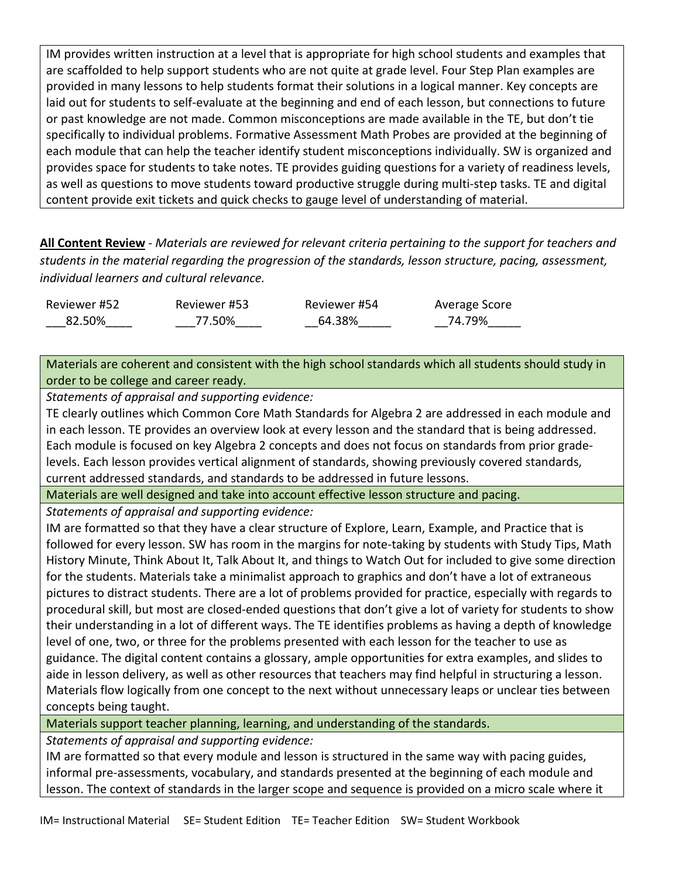IM provides written instruction at a level that is appropriate for high school students and examples that are scaffolded to help support students who are not quite at grade level. Four Step Plan examples are provided in many lessons to help students format their solutions in a logical manner. Key concepts are laid out for students to self-evaluate at the beginning and end of each lesson, but connections to future or past knowledge are not made. Common misconceptions are made available in the TE, but don't tie specifically to individual problems. Formative Assessment Math Probes are provided at the beginning of each module that can help the teacher identify student misconceptions individually. SW is organized and provides space for students to take notes. TE provides guiding questions for a variety of readiness levels, as well as questions to move students toward productive struggle during multi-step tasks. TE and digital content provide exit tickets and quick checks to gauge level of understanding of material.

**All Content Review** - *Materials are reviewed for relevant criteria pertaining to the support for teachers and students in the material regarding the progression of the standards, lesson structure, pacing, assessment, individual learners and cultural relevance.*

| Reviewer #52 | Reviewer #53 | Reviewer #54 | Average Score |
|---|---|---|---|
| 82.50% | 77.50% | 64.38% | 74.79% |

Materials are coherent and consistent with the high school standards which all students should study in order to be college and career ready.

*Statements of appraisal and supporting evidence:*

TE clearly outlines which Common Core Math Standards for Algebra 2 are addressed in each module and in each lesson. TE provides an overview look at every lesson and the standard that is being addressed. Each module is focused on key Algebra 2 concepts and does not focus on standards from prior grade-levels. Each lesson provides vertical alignment of standards, showing previously covered standards, current addressed standards, and standards to be addressed in future lessons.

Materials are well designed and take into account effective lesson structure and pacing.

*Statements of appraisal and supporting evidence:*

IM are formatted so that they have a clear structure of Explore, Learn, Example, and Practice that is followed for every lesson. SW has room in the margins for note-taking by students with Study Tips, Math History Minute, Think About It, Talk About It, and things to Watch Out for included to give some direction for the students. Materials take a minimalist approach to graphics and don't have a lot of extraneous pictures to distract students. There are a lot of problems provided for practice, especially with regards to procedural skill, but most are closed-ended questions that don't give a lot of variety for students to show their understanding in a lot of different ways. The TE identifies problems as having a depth of knowledge level of one, two, or three for the problems presented with each lesson for the teacher to use as guidance. The digital content contains a glossary, ample opportunities for extra examples, and slides to aide in lesson delivery, as well as other resources that teachers may find helpful in structuring a lesson. Materials flow logically from one concept to the next without unnecessary leaps or unclear ties between concepts being taught.

Materials support teacher planning, learning, and understanding of the standards.

*Statements of appraisal and supporting evidence:*

IM are formatted so that every module and lesson is structured in the same way with pacing guides, informal pre-assessments, vocabulary, and standards presented at the beginning of each module and lesson. The context of standards in the larger scope and sequence is provided on a micro scale where it

IM= Instructional Material SE= Student Edition TE= Teacher Edition SW= Student Workbook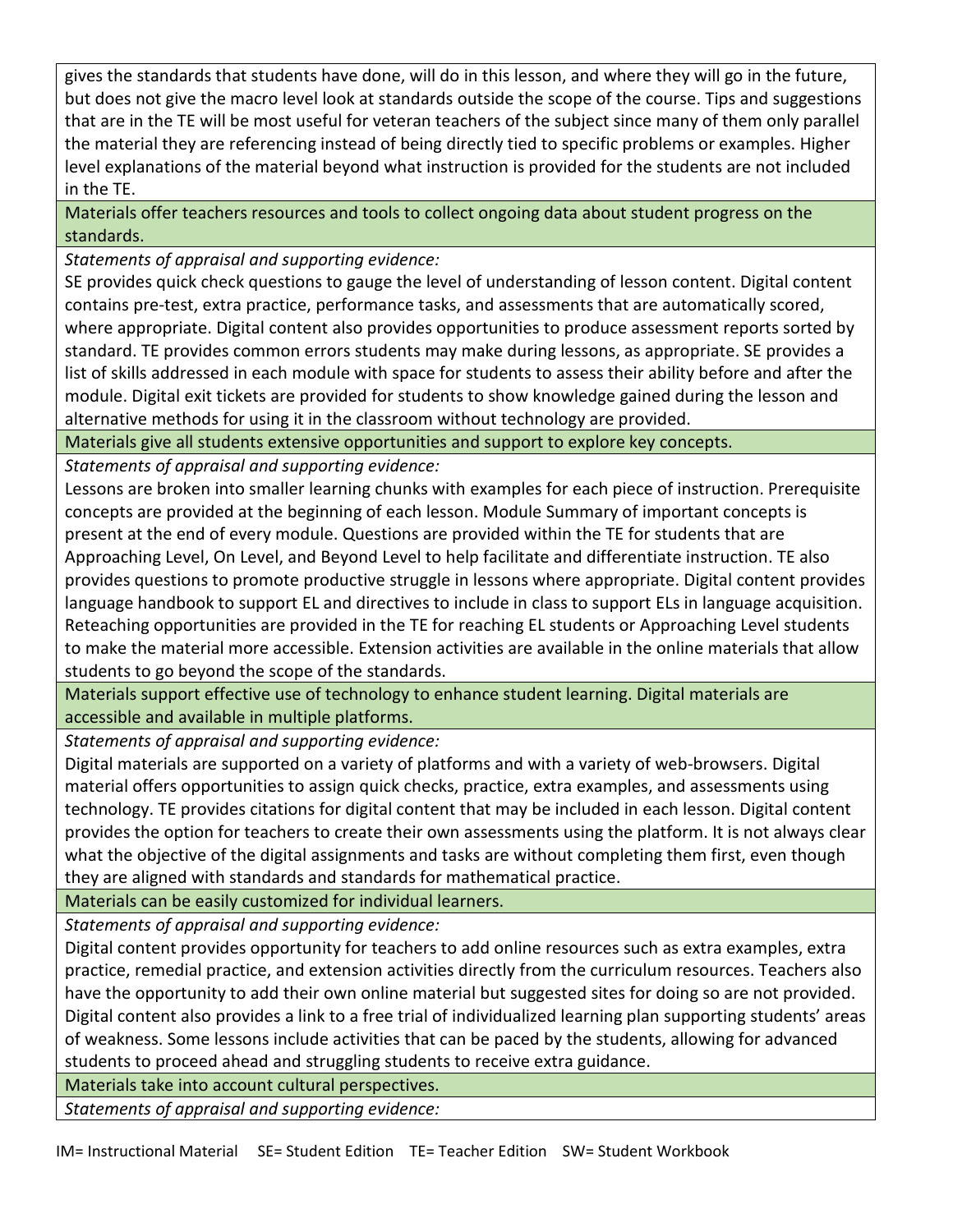gives the standards that students have done, will do in this lesson, and where they will go in the future, but does not give the macro level look at standards outside the scope of the course. Tips and suggestions that are in the TE will be most useful for veteran teachers of the subject since many of them only parallel the material they are referencing instead of being directly tied to specific problems or examples. Higher level explanations of the material beyond what instruction is provided for the students are not included in the TE.

**Materials offer teachers resources and tools to collect ongoing data about student progress on the standards.**

*Statements of appraisal and supporting evidence:*

SE provides quick check questions to gauge the level of understanding of lesson content. Digital content contains pre-test, extra practice, performance tasks, and assessments that are automatically scored, where appropriate. Digital content also provides opportunities to produce assessment reports sorted by standard. TE provides common errors students may make during lessons, as appropriate. SE provides a list of skills addressed in each module with space for students to assess their ability before and after the module. Digital exit tickets are provided for students to show knowledge gained during the lesson and alternative methods for using it in the classroom without technology are provided.

**Materials give all students extensive opportunities and support to explore key concepts.**

*Statements of appraisal and supporting evidence:*

Lessons are broken into smaller learning chunks with examples for each piece of instruction. Prerequisite concepts are provided at the beginning of each lesson. Module Summary of important concepts is present at the end of every module. Questions are provided within the TE for students that are Approaching Level, On Level, and Beyond Level to help facilitate and differentiate instruction. TE also provides questions to promote productive struggle in lessons where appropriate. Digital content provides language handbook to support EL and directives to include in class to support ELs in language acquisition. Reteaching opportunities are provided in the TE for reaching EL students or Approaching Level students to make the material more accessible. Extension activities are available in the online materials that allow students to go beyond the scope of the standards.

**Materials support effective use of technology to enhance student learning. Digital materials are accessible and available in multiple platforms.**

*Statements of appraisal and supporting evidence:*

Digital materials are supported on a variety of platforms and with a variety of web-browsers. Digital material offers opportunities to assign quick checks, practice, extra examples, and assessments using technology. TE provides citations for digital content that may be included in each lesson. Digital content provides the option for teachers to create their own assessments using the platform. It is not always clear what the objective of the digital assignments and tasks are without completing them first, even though they are aligned with standards and standards for mathematical practice.

**Materials can be easily customized for individual learners.**

*Statements of appraisal and supporting evidence:*

Digital content provides opportunity for teachers to add online resources such as extra examples, extra practice, remedial practice, and extension activities directly from the curriculum resources. Teachers also have the opportunity to add their own online material but suggested sites for doing so are not provided. Digital content also provides a link to a free trial of individualized learning plan supporting students' areas of weakness. Some lessons include activities that can be paced by the students, allowing for advanced students to proceed ahead and struggling students to receive extra guidance.

**Materials take into account cultural perspectives.**

*Statements of appraisal and supporting evidence:*

IM= Instructional Material SE= Student Edition TE= Teacher Edition SW= Student Workbook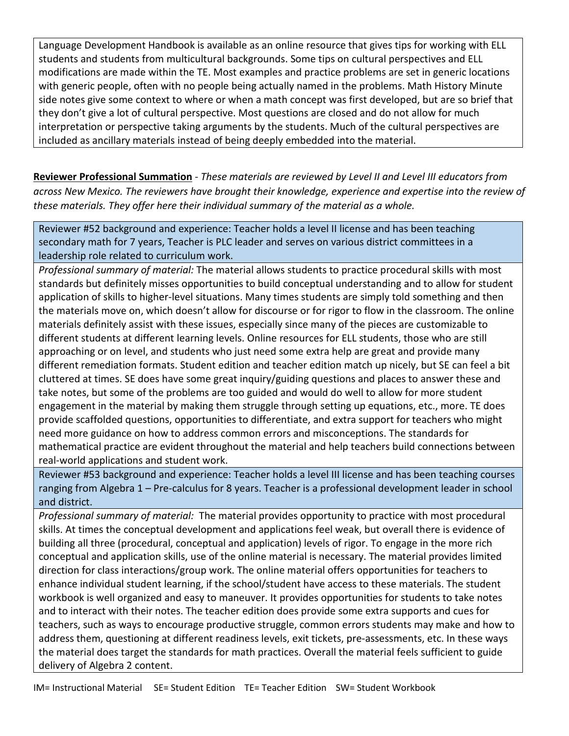| Language Development Handbook is available as an online resource that gives tips for working with ELL students and students from multicultural backgrounds. Some tips on cultural perspectives and ELL modifications are made within the TE. Most examples and practice problems are set in generic locations with generic people, often with no people being actually named in the problems. Math History Minute side notes give some context to where or when a math concept was first developed, but are so brief that they don't give a lot of cultural perspective. Most questions are closed and do not allow for much interpretation or perspective taking arguments by the students. Much of the cultural perspectives are included as ancillary materials instead of being deeply embedded into the material. |
| --- |

**Reviewer Professional Summation** - *These materials are reviewed by Level II and Level III educators from across New Mexico. The reviewers have brought their knowledge, experience and expertise into the review of these materials. They offer here their individual summary of the material as a whole.*

| Reviewer #52 background and experience: Teacher holds a level II license and has been teaching secondary math for 7 years, Teacher is PLC leader and serves on various district committees in a leadership role related to curriculum work. |
| --- |
| *Professional summary of material:* The material allows students to practice procedural skills with most standards but definitely misses opportunities to build conceptual understanding and to allow for student application of skills to higher-level situations. Many times students are simply told something and then the materials move on, which doesn't allow for discourse or for rigor to flow in the classroom. The online materials definitely assist with these issues, especially since many of the pieces are customizable to different students at different learning levels. Online resources for ELL students, those who are still approaching or on level, and students who just need some extra help are great and provide many different remediation formats. Student edition and teacher edition match up nicely, but SE can feel a bit cluttered at times. SE does have some great inquiry/guiding questions and places to answer these and take notes, but some of the problems are too guided and would do well to allow for more student engagement in the material by making them struggle through setting up equations, etc., more. TE does provide scaffolded questions, opportunities to differentiate, and extra support for teachers who might need more guidance on how to address common errors and misconceptions. The standards for mathematical practice are evident throughout the material and help teachers build connections between real-world applications and student work. |
| Reviewer #53 background and experience: Teacher holds a level III license and has been teaching courses ranging from Algebra 1 – Pre-calculus for 8 years. Teacher is a professional development leader in school and district. |
| *Professional summary of material:* The material provides opportunity to practice with most procedural skills. At times the conceptual development and applications feel weak, but overall there is evidence of building all three (procedural, conceptual and application) levels of rigor. To engage in the more rich conceptual and application skills, use of the online material is necessary. The material provides limited direction for class interactions/group work. The online material offers opportunities for teachers to enhance individual student learning, if the school/student have access to these materials. The student workbook is well organized and easy to maneuver. It provides opportunities for students to take notes and to interact with their notes. The teacher edition does provide some extra supports and cues for teachers, such as ways to encourage productive struggle, common errors students may make and how to address them, questioning at different readiness levels, exit tickets, pre-assessments, etc. In these ways the material does target the standards for math practices. Overall the material feels sufficient to guide delivery of Algebra 2 content. |

IM= Instructional Material SE= Student Edition TE= Teacher Edition SW= Student Workbook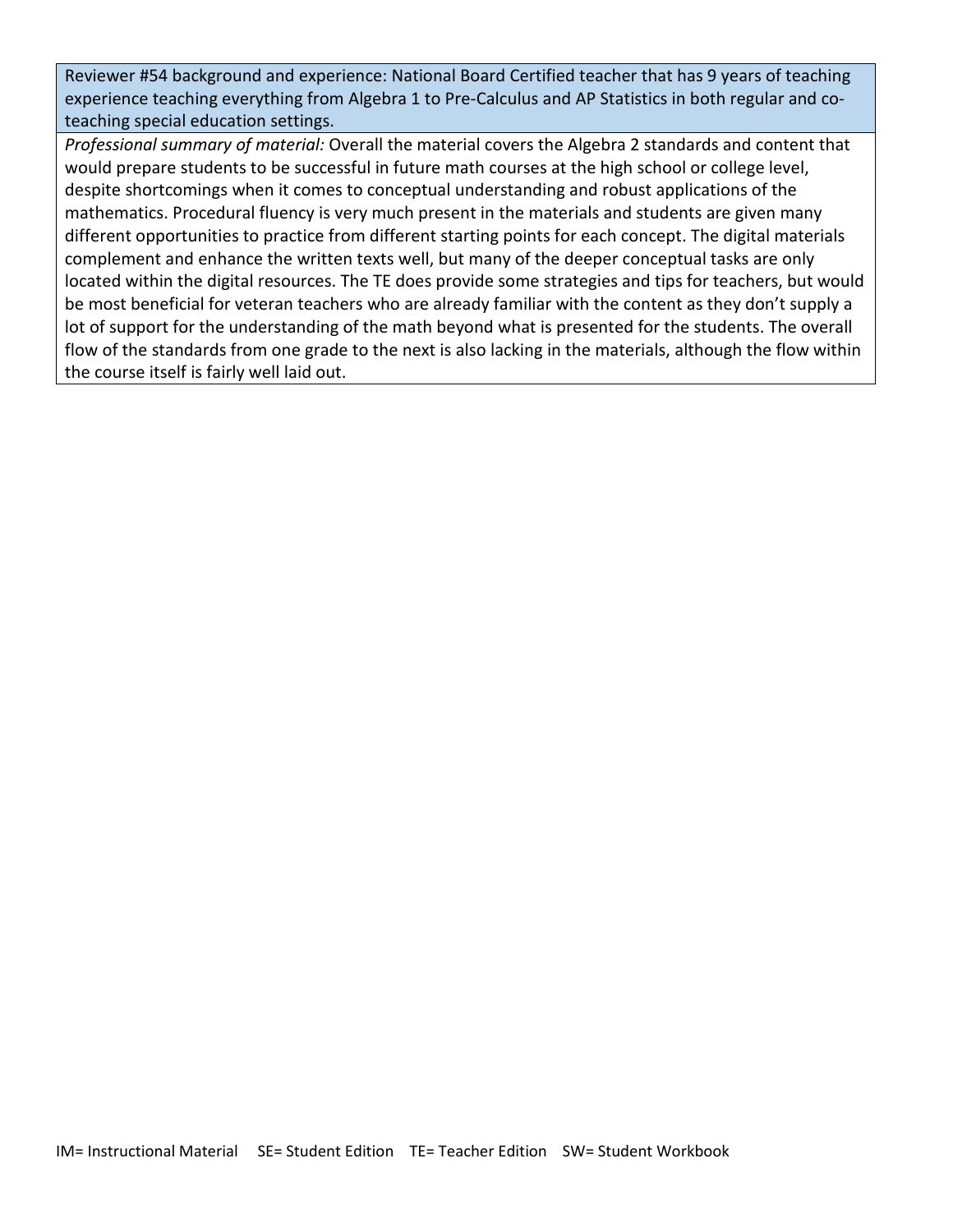| |
|---|
| Reviewer #54 background and experience: National Board Certified teacher that has 9 years of teaching experience teaching everything from Algebra 1 to Pre-Calculus and AP Statistics in both regular and co-teaching special education settings. |
| *Professional summary of material:* Overall the material covers the Algebra 2 standards and content that would prepare students to be successful in future math courses at the high school or college level, despite shortcomings when it comes to conceptual understanding and robust applications of the mathematics. Procedural fluency is very much present in the materials and students are given many different opportunities to practice from different starting points for each concept. The digital materials complement and enhance the written texts well, but many of the deeper conceptual tasks are only located within the digital resources. The TE does provide some strategies and tips for teachers, but would be most beneficial for veteran teachers who are already familiar with the content as they don't supply a lot of support for the understanding of the math beyond what is presented for the students. The overall flow of the standards from one grade to the next is also lacking in the materials, although the flow within the course itself is fairly well laid out. |

IM= Instructional Material SE= Student Edition TE= Teacher Edition SW= Student Workbook